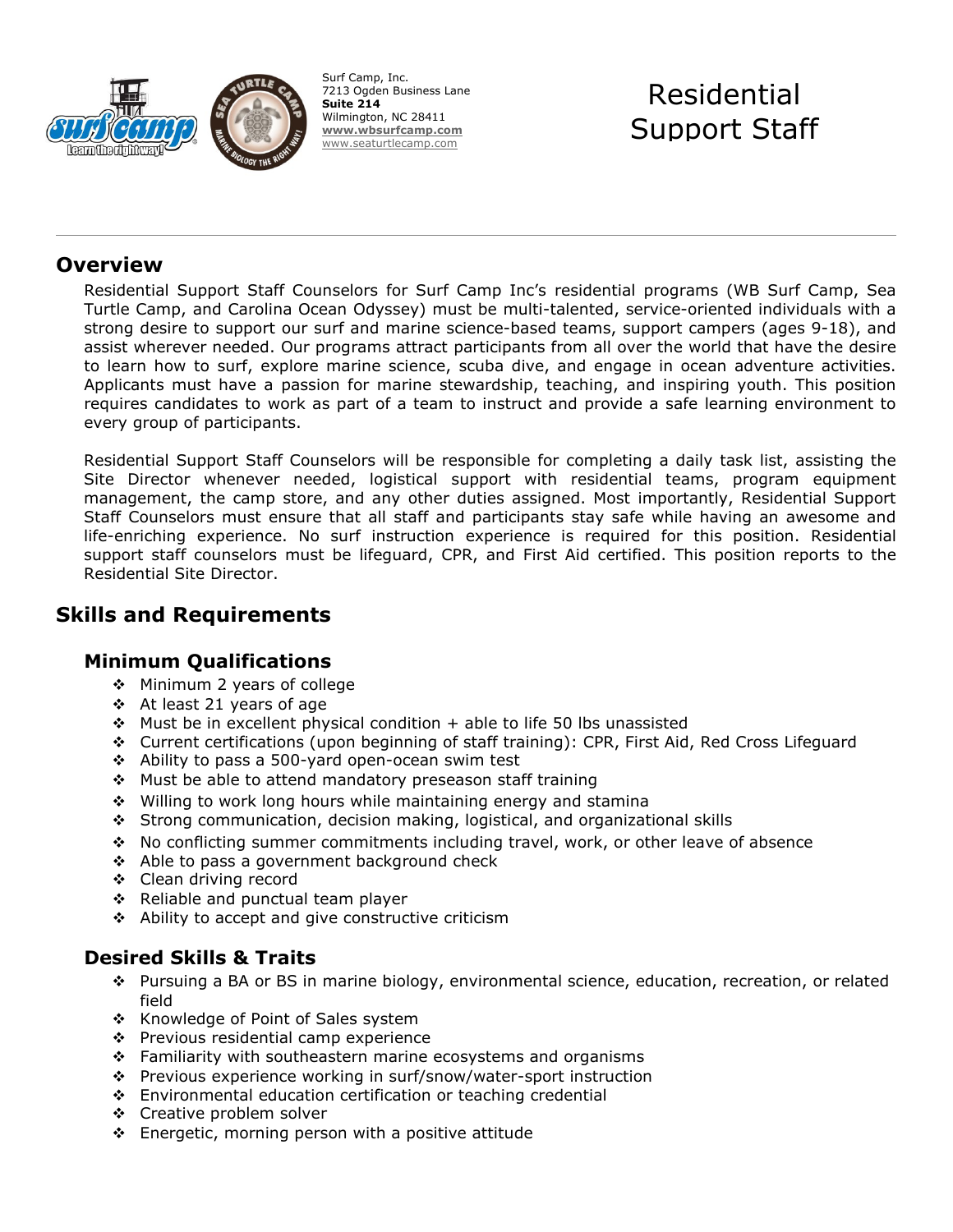Surf Camp, Inc.
7213 Ogden Business Lane
**Suite 214**
Wilmington, NC 28411
**www.wbsurfcamp.com**
www.seaturtlecamp.com

# Residential Support Staff

## Overview

Residential Support Staff Counselors for Surf Camp Inc's residential programs (WB Surf Camp, Sea Turtle Camp, and Carolina Ocean Odyssey) must be multi-talented, service-oriented individuals with a strong desire to support our surf and marine science-based teams, support campers (ages 9-18), and assist wherever needed. Our programs attract participants from all over the world that have the desire to learn how to surf, explore marine science, scuba dive, and engage in ocean adventure activities. Applicants must have a passion for marine stewardship, teaching, and inspiring youth. This position requires candidates to work as part of a team to instruct and provide a safe learning environment to every group of participants.

Residential Support Staff Counselors will be responsible for completing a daily task list, assisting the Site Director whenever needed, logistical support with residential teams, program equipment management, the camp store, and any other duties assigned. Most importantly, Residential Support Staff Counselors must ensure that all staff and participants stay safe while having an awesome and life-enriching experience. No surf instruction experience is required for this position. Residential support staff counselors must be lifeguard, CPR, and First Aid certified. This position reports to the Residential Site Director.

## Skills and Requirements

### Minimum Qualifications

- Minimum 2 years of college
- At least 21 years of age
- Must be in excellent physical condition + able to life 50 lbs unassisted
- Current certifications (upon beginning of staff training): CPR, First Aid, Red Cross Lifeguard
- Ability to pass a 500-yard open-ocean swim test
- Must be able to attend mandatory preseason staff training
- Willing to work long hours while maintaining energy and stamina
- Strong communication, decision making, logistical, and organizational skills
- No conflicting summer commitments including travel, work, or other leave of absence
- Able to pass a government background check
- Clean driving record
- Reliable and punctual team player
- Ability to accept and give constructive criticism

### Desired Skills & Traits

- Pursuing a BA or BS in marine biology, environmental science, education, recreation, or related field
- Knowledge of Point of Sales system
- Previous residential camp experience
- Familiarity with southeastern marine ecosystems and organisms
- Previous experience working in surf/snow/water-sport instruction
- Environmental education certification or teaching credential
- Creative problem solver
- Energetic, morning person with a positive attitude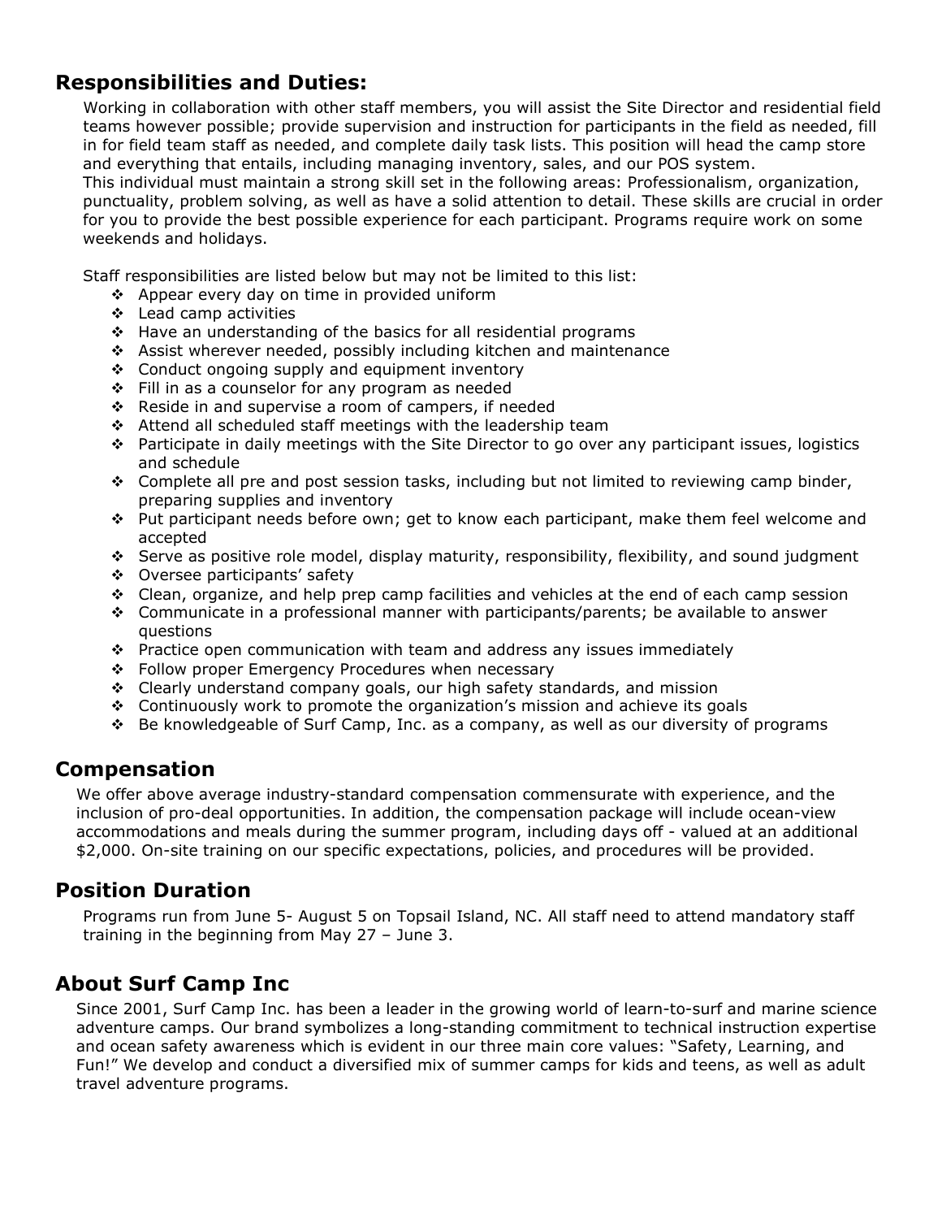## Responsibilities and Duties:

Working in collaboration with other staff members, you will assist the Site Director and residential field teams however possible; provide supervision and instruction for participants in the field as needed, fill in for field team staff as needed, and complete daily task lists. This position will head the camp store and everything that entails, including managing inventory, sales, and our POS system.
This individual must maintain a strong skill set in the following areas: Professionalism, organization, punctuality, problem solving, as well as have a solid attention to detail. These skills are crucial in order for you to provide the best possible experience for each participant. Programs require work on some weekends and holidays.

Staff responsibilities are listed below but may not be limited to this list:

- Appear every day on time in provided uniform
- Lead camp activities
- Have an understanding of the basics for all residential programs
- Assist wherever needed, possibly including kitchen and maintenance
- Conduct ongoing supply and equipment inventory
- Fill in as a counselor for any program as needed
- Reside in and supervise a room of campers, if needed
- Attend all scheduled staff meetings with the leadership team
- Participate in daily meetings with the Site Director to go over any participant issues, logistics and schedule
- Complete all pre and post session tasks, including but not limited to reviewing camp binder, preparing supplies and inventory
- Put participant needs before own; get to know each participant, make them feel welcome and accepted
- Serve as positive role model, display maturity, responsibility, flexibility, and sound judgment
- Oversee participants' safety
- Clean, organize, and help prep camp facilities and vehicles at the end of each camp session
- Communicate in a professional manner with participants/parents; be available to answer questions
- Practice open communication with team and address any issues immediately
- Follow proper Emergency Procedures when necessary
- Clearly understand company goals, our high safety standards, and mission
- Continuously work to promote the organization's mission and achieve its goals
- Be knowledgeable of Surf Camp, Inc. as a company, as well as our diversity of programs

## Compensation

We offer above average industry-standard compensation commensurate with experience, and the inclusion of pro-deal opportunities. In addition, the compensation package will include ocean-view accommodations and meals during the summer program, including days off - valued at an additional $2,000. On-site training on our specific expectations, policies, and procedures will be provided.

## Position Duration

Programs run from June 5- August 5 on Topsail Island, NC. All staff need to attend mandatory staff training in the beginning from May 27 – June 3.

## About Surf Camp Inc

Since 2001, Surf Camp Inc. has been a leader in the growing world of learn-to-surf and marine science adventure camps. Our brand symbolizes a long-standing commitment to technical instruction expertise and ocean safety awareness which is evident in our three main core values: "Safety, Learning, and Fun!" We develop and conduct a diversified mix of summer camps for kids and teens, as well as adult travel adventure programs.